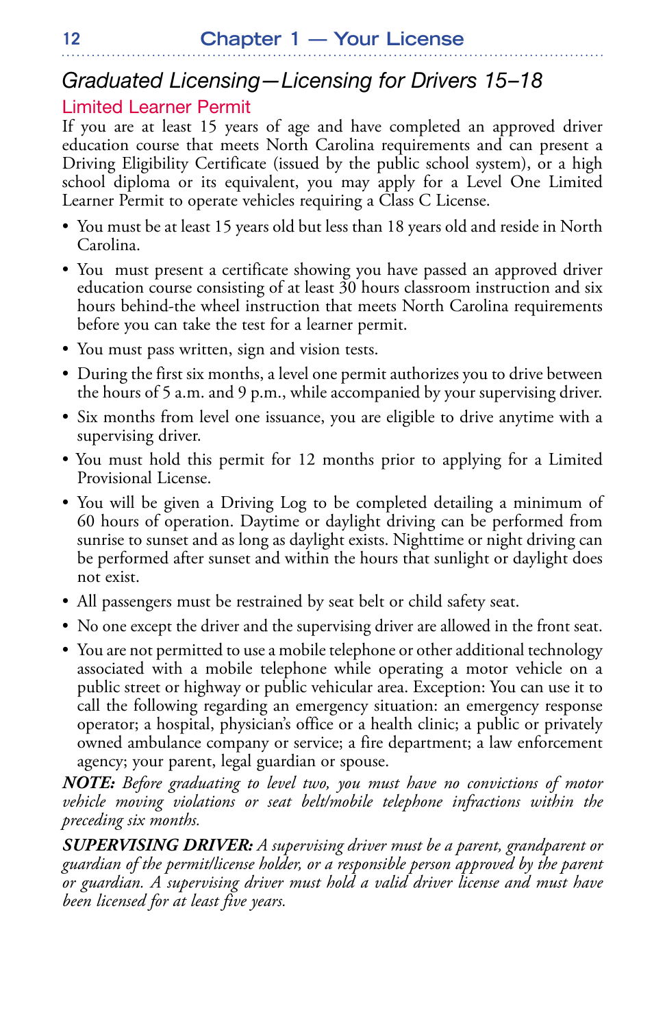## *Graduated Licensing—Licensing for Drivers 15–18*

### Limited Learner Permit

If you are at least 15 years of age and have completed an approved driver education course that meets North Carolina requirements and can present a Driving Eligibility Certificate (issued by the public school system), or a high school diploma or its equivalent, you may apply for a Level One Limited Learner Permit to operate vehicles requiring a Class C License.

- You must be at least 15 years old but less than 18 years old and reside in North Carolina.
- You must present a certificate showing you have passed an approved driver education course consisting of at least 30 hours classroom instruction and six hours behind-the wheel instruction that meets North Carolina requirements before you can take the test for a learner permit.
- You must pass written, sign and vision tests.
- During the first six months, a level one permit authorizes you to drive between the hours of 5 a.m. and 9 p.m., while accompanied by your supervising driver.
- Six months from level one issuance, you are eligible to drive anytime with a supervising driver.
- You must hold this permit for 12 months prior to applying for a Limited Provisional License.
- You will be given a Driving Log to be completed detailing a minimum of 60 hours of operation. Daytime or daylight driving can be performed from sunrise to sunset and as long as daylight exists. Nighttime or night driving can be performed after sunset and within the hours that sunlight or daylight does not exist.
- All passengers must be restrained by seat belt or child safety seat.
- No one except the driver and the supervising driver are allowed in the front seat.
- You are not permitted to use a mobile telephone or other additional technology associated with a mobile telephone while operating a motor vehicle on a public street or highway or public vehicular area. Exception: You can use it to call the following regarding an emergency situation: an emergency response operator; a hospital, physician's office or a health clinic; a public or privately owned ambulance company or service; a fire department; a law enforcement agency; your parent, legal guardian or spouse.

***NOTE:*** *Before graduating to level two, you must have no convictions of motor vehicle moving violations or seat belt/mobile telephone infractions within the preceding six months.*

***SUPERVISING DRIVER:*** *A supervising driver must be a parent, grandparent or guardian of the permit/license holder, or a responsible person approved by the parent or guardian. A supervising driver must hold a valid driver license and must have been licensed for at least five years.*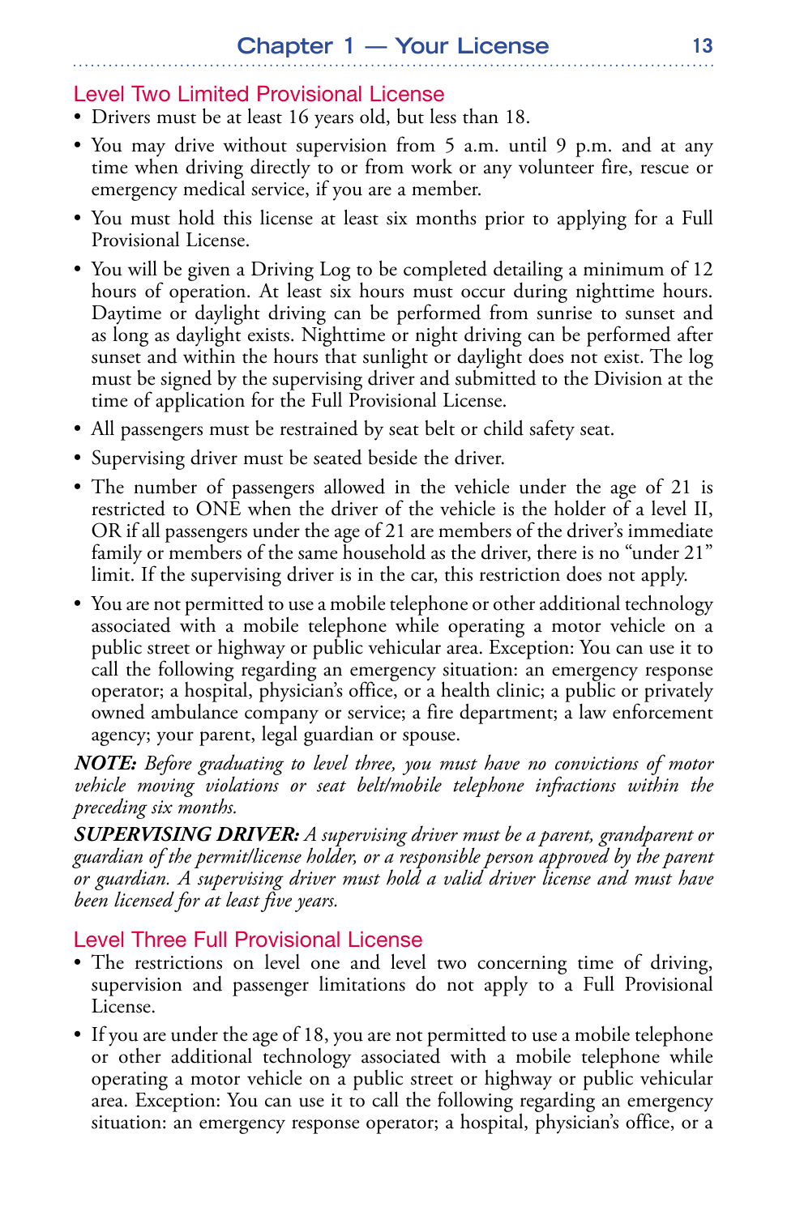## Level Two Limited Provisional License

- Drivers must be at least 16 years old, but less than 18.
- You may drive without supervision from 5 a.m. until 9 p.m. and at any time when driving directly to or from work or any volunteer fire, rescue or emergency medical service, if you are a member.
- You must hold this license at least six months prior to applying for a Full Provisional License.
- You will be given a Driving Log to be completed detailing a minimum of 12 hours of operation. At least six hours must occur during nighttime hours. Daytime or daylight driving can be performed from sunrise to sunset and as long as daylight exists. Nighttime or night driving can be performed after sunset and within the hours that sunlight or daylight does not exist. The log must be signed by the supervising driver and submitted to the Division at the time of application for the Full Provisional License.
- All passengers must be restrained by seat belt or child safety seat.
- Supervising driver must be seated beside the driver.
- The number of passengers allowed in the vehicle under the age of 21 is restricted to ONE when the driver of the vehicle is the holder of a level II, OR if all passengers under the age of 21 are members of the driver's immediate family or members of the same household as the driver, there is no "under 21" limit. If the supervising driver is in the car, this restriction does not apply.
- You are not permitted to use a mobile telephone or other additional technology associated with a mobile telephone while operating a motor vehicle on a public street or highway or public vehicular area. Exception: You can use it to call the following regarding an emergency situation: an emergency response operator; a hospital, physician's office, or a health clinic; a public or privately owned ambulance company or service; a fire department; a law enforcement agency; your parent, legal guardian or spouse.

***NOTE:*** *Before graduating to level three, you must have no convictions of motor vehicle moving violations or seat belt/mobile telephone infractions within the preceding six months.*

***SUPERVISING DRIVER:*** *A supervising driver must be a parent, grandparent or guardian of the permit/license holder, or a responsible person approved by the parent or guardian. A supervising driver must hold a valid driver license and must have been licensed for at least five years.*

## Level Three Full Provisional License

- The restrictions on level one and level two concerning time of driving, supervision and passenger limitations do not apply to a Full Provisional License.
- If you are under the age of 18, you are not permitted to use a mobile telephone or other additional technology associated with a mobile telephone while operating a motor vehicle on a public street or highway or public vehicular area. Exception: You can use it to call the following regarding an emergency situation: an emergency response operator; a hospital, physician's office, or a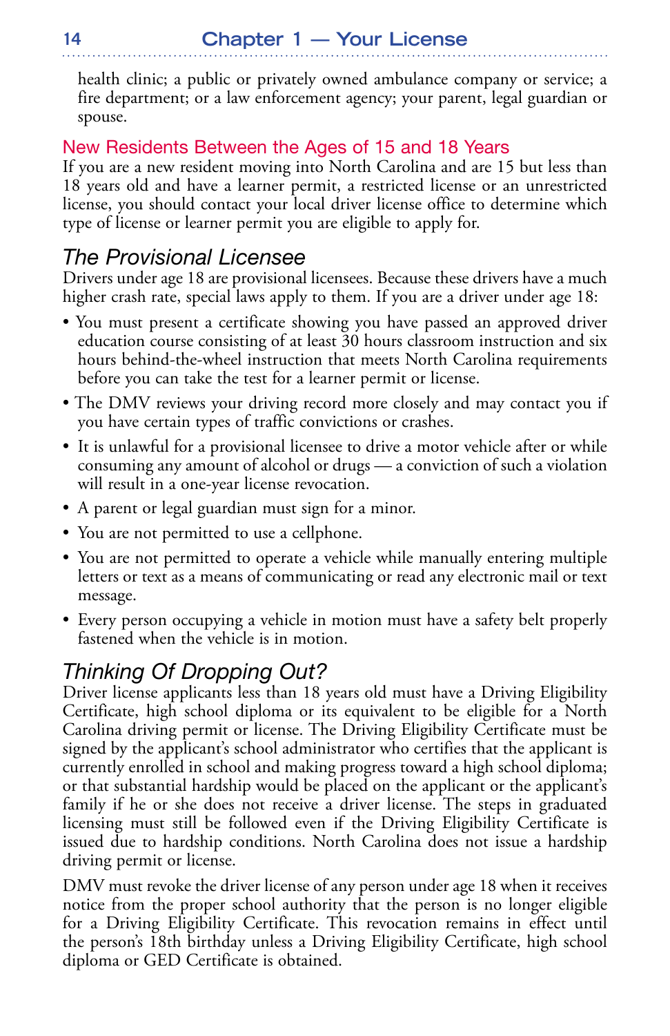health clinic; a public or privately owned ambulance company or service; a fire department; or a law enforcement agency; your parent, legal guardian or spouse.

### New Residents Between the Ages of 15 and 18 Years

If you are a new resident moving into North Carolina and are 15 but less than 18 years old and have a learner permit, a restricted license or an unrestricted license, you should contact your local driver license office to determine which type of license or learner permit you are eligible to apply for.

## *The Provisional Licensee*

Drivers under age 18 are provisional licensees. Because these drivers have a much higher crash rate, special laws apply to them. If you are a driver under age 18:

- You must present a certificate showing you have passed an approved driver education course consisting of at least 30 hours classroom instruction and six hours behind-the-wheel instruction that meets North Carolina requirements before you can take the test for a learner permit or license.
- The DMV reviews your driving record more closely and may contact you if you have certain types of traffic convictions or crashes.
- It is unlawful for a provisional licensee to drive a motor vehicle after or while consuming any amount of alcohol or drugs — a conviction of such a violation will result in a one-year license revocation.
- A parent or legal guardian must sign for a minor.
- You are not permitted to use a cellphone.
- You are not permitted to operate a vehicle while manually entering multiple letters or text as a means of communicating or read any electronic mail or text message.
- Every person occupying a vehicle in motion must have a safety belt properly fastened when the vehicle is in motion.

## *Thinking Of Dropping Out?*

Driver license applicants less than 18 years old must have a Driving Eligibility Certificate, high school diploma or its equivalent to be eligible for a North Carolina driving permit or license. The Driving Eligibility Certificate must be signed by the applicant's school administrator who certifies that the applicant is currently enrolled in school and making progress toward a high school diploma; or that substantial hardship would be placed on the applicant or the applicant's family if he or she does not receive a driver license. The steps in graduated licensing must still be followed even if the Driving Eligibility Certificate is issued due to hardship conditions. North Carolina does not issue a hardship driving permit or license.

DMV must revoke the driver license of any person under age 18 when it receives notice from the proper school authority that the person is no longer eligible for a Driving Eligibility Certificate. This revocation remains in effect until the person's 18th birthday unless a Driving Eligibility Certificate, high school diploma or GED Certificate is obtained.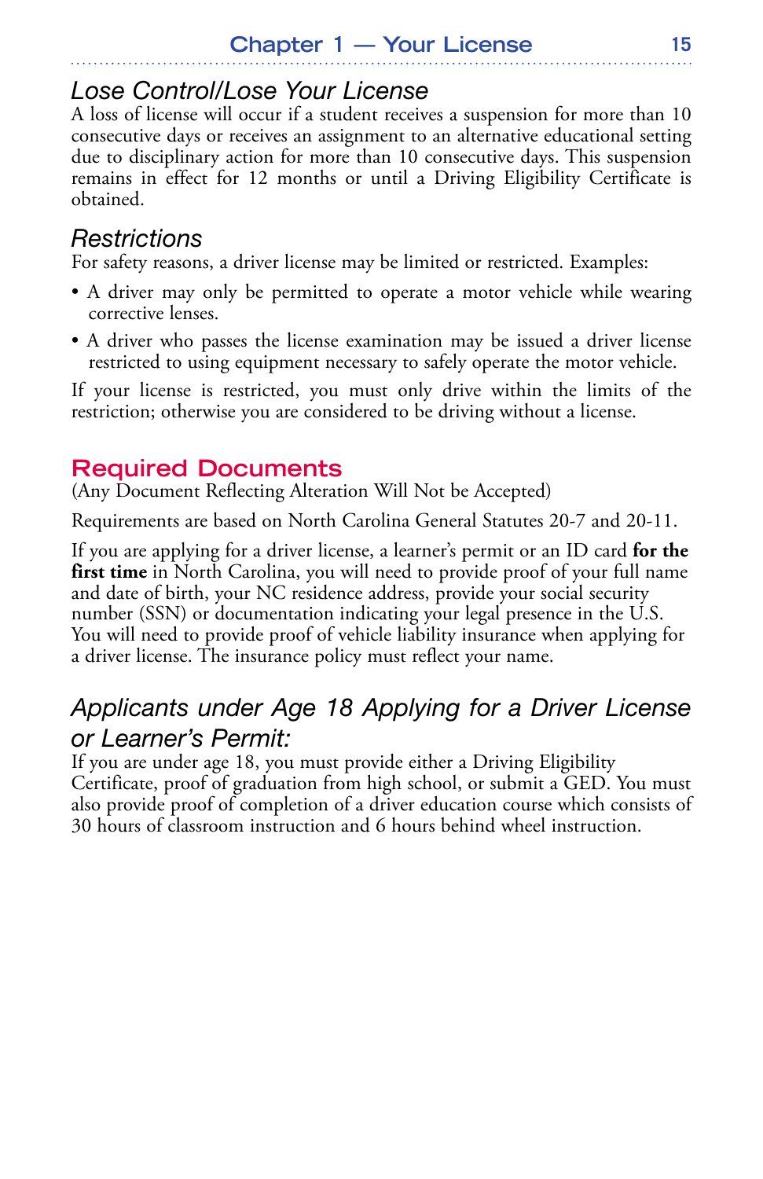### *Lose Control/Lose Your License*

A loss of license will occur if a student receives a suspension for more than 10 consecutive days or receives an assignment to an alternative educational setting due to disciplinary action for more than 10 consecutive days. This suspension remains in effect for 12 months or until a Driving Eligibility Certificate is obtained.

### *Restrictions*

For safety reasons, a driver license may be limited or restricted. Examples:

- A driver may only be permitted to operate a motor vehicle while wearing corrective lenses.
- A driver who passes the license examination may be issued a driver license restricted to using equipment necessary to safely operate the motor vehicle.

If your license is restricted, you must only drive within the limits of the restriction; otherwise you are considered to be driving without a license.

## Required Documents

(Any Document Reflecting Alteration Will Not be Accepted)

Requirements are based on North Carolina General Statutes 20-7 and 20-11.

If you are applying for a driver license, a learner's permit or an ID card **for the first time** in North Carolina, you will need to provide proof of your full name and date of birth, your NC residence address, provide your social security number (SSN) or documentation indicating your legal presence in the U.S. You will need to provide proof of vehicle liability insurance when applying for a driver license. The insurance policy must reflect your name.

### *Applicants under Age 18 Applying for a Driver License or Learner's Permit:*

If you are under age 18, you must provide either a Driving Eligibility Certificate, proof of graduation from high school, or submit a GED. You must also provide proof of completion of a driver education course which consists of 30 hours of classroom instruction and 6 hours behind wheel instruction.